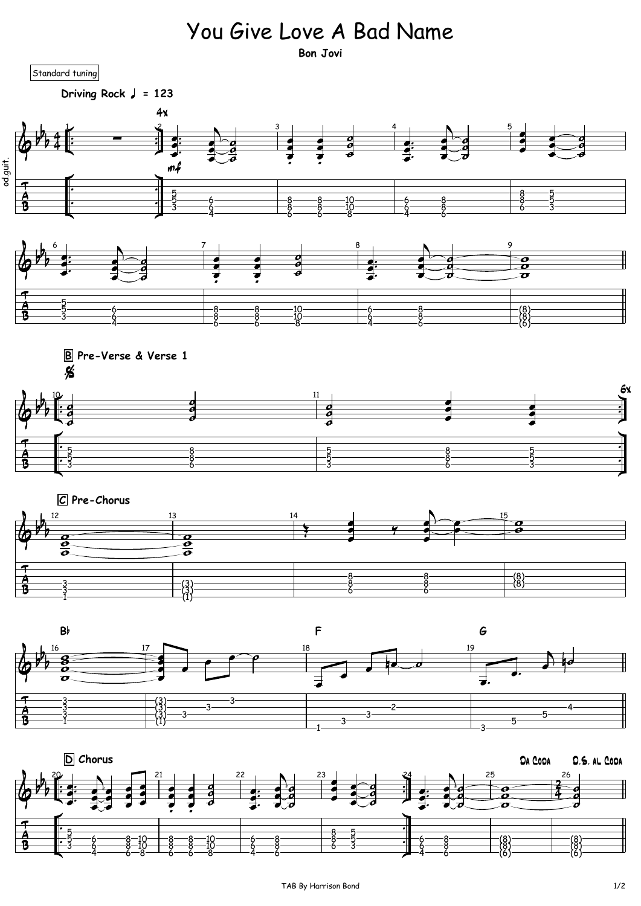# You Give Love A Bad Name

**Bon Jovi**

Standard tuning

**Driving Rock** ♩ = 123

**B Pre-Verse & Verse 1**

**C Pre-Chorus**

**D Chorus**

Da Coda D.S. al Coda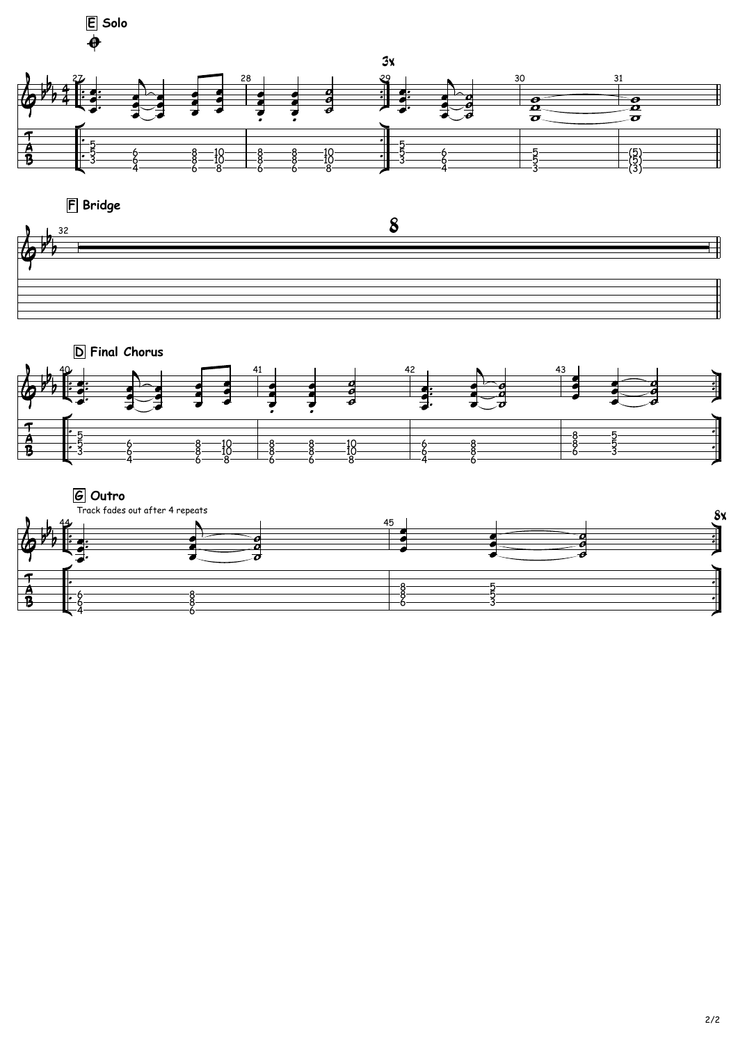E Solo

F Bridge

D Final Chorus

G Outro

Track fades out after 4 repeats